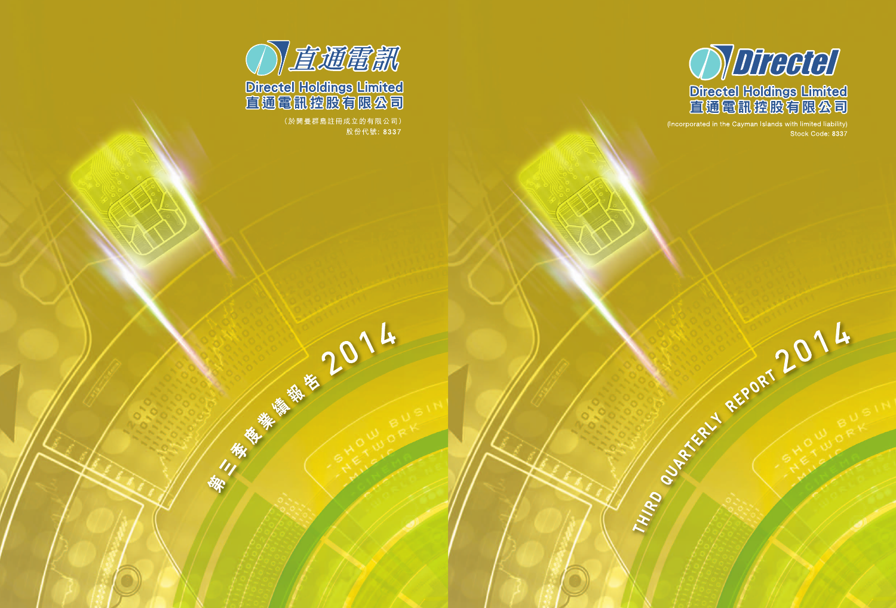直通電訊

Directel Holdings Limited
直通電訊控股有限公司

（於開曼群島註冊成立的有限公司）
股份代號：8337

第三季度業績報告 2014

Directel

Directel Holdings Limited
直通電訊控股有限公司

(Incorporated in the Cayman Islands with limited liability)
Stock Code: 8337

THIRD QUARTERLY REPORT 2014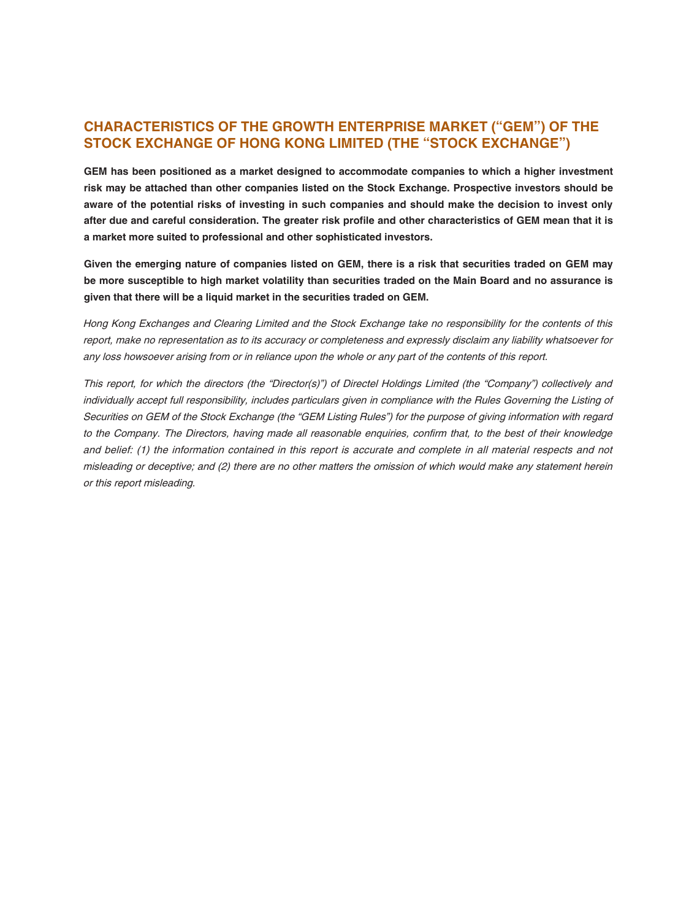## CHARACTERISTICS OF THE GROWTH ENTERPRISE MARKET ("GEM") OF THE STOCK EXCHANGE OF HONG KONG LIMITED (THE "STOCK EXCHANGE")

**GEM has been positioned as a market designed to accommodate companies to which a higher investment risk may be attached than other companies listed on the Stock Exchange. Prospective investors should be aware of the potential risks of investing in such companies and should make the decision to invest only after due and careful consideration. The greater risk profile and other characteristics of GEM mean that it is a market more suited to professional and other sophisticated investors.**

**Given the emerging nature of companies listed on GEM, there is a risk that securities traded on GEM may be more susceptible to high market volatility than securities traded on the Main Board and no assurance is given that there will be a liquid market in the securities traded on GEM.**

*Hong Kong Exchanges and Clearing Limited and the Stock Exchange take no responsibility for the contents of this report, make no representation as to its accuracy or completeness and expressly disclaim any liability whatsoever for any loss howsoever arising from or in reliance upon the whole or any part of the contents of this report.*

*This report, for which the directors (the "Director(s)") of Directel Holdings Limited (the "Company") collectively and individually accept full responsibility, includes particulars given in compliance with the Rules Governing the Listing of Securities on GEM of the Stock Exchange (the "GEM Listing Rules") for the purpose of giving information with regard to the Company. The Directors, having made all reasonable enquiries, confirm that, to the best of their knowledge and belief: (1) the information contained in this report is accurate and complete in all material respects and not misleading or deceptive; and (2) there are no other matters the omission of which would make any statement herein or this report misleading.*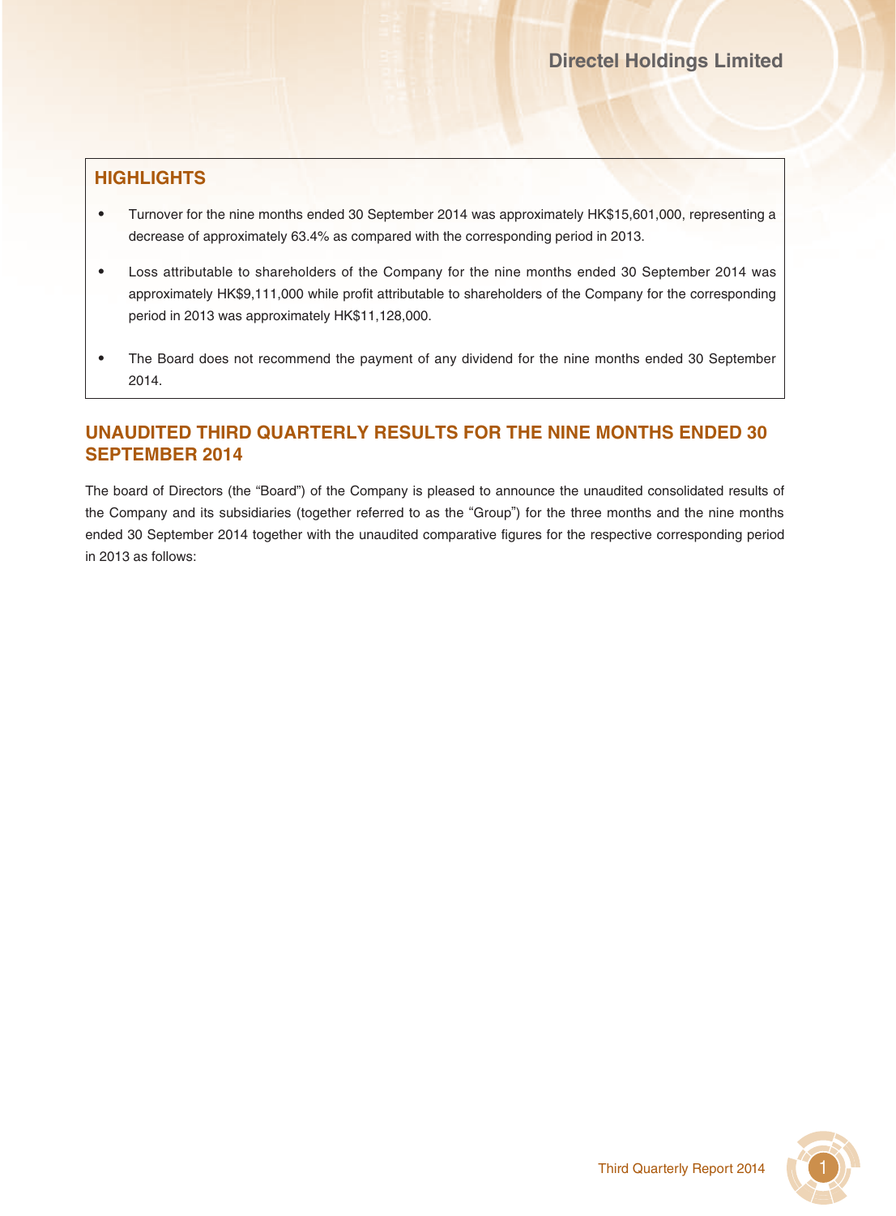## HIGHLIGHTS

- Turnover for the nine months ended 30 September 2014 was approximately HK$15,601,000, representing a decrease of approximately 63.4% as compared with the corresponding period in 2013.
- Loss attributable to shareholders of the Company for the nine months ended 30 September 2014 was approximately HK$9,111,000 while profit attributable to shareholders of the Company for the corresponding period in 2013 was approximately HK$11,128,000.
- The Board does not recommend the payment of any dividend for the nine months ended 30 September 2014.

## UNAUDITED THIRD QUARTERLY RESULTS FOR THE NINE MONTHS ENDED 30 SEPTEMBER 2014

The board of Directors (the "Board") of the Company is pleased to announce the unaudited consolidated results of the Company and its subsidiaries (together referred to as the "Group") for the three months and the nine months ended 30 September 2014 together with the unaudited comparative figures for the respective corresponding period in 2013 as follows: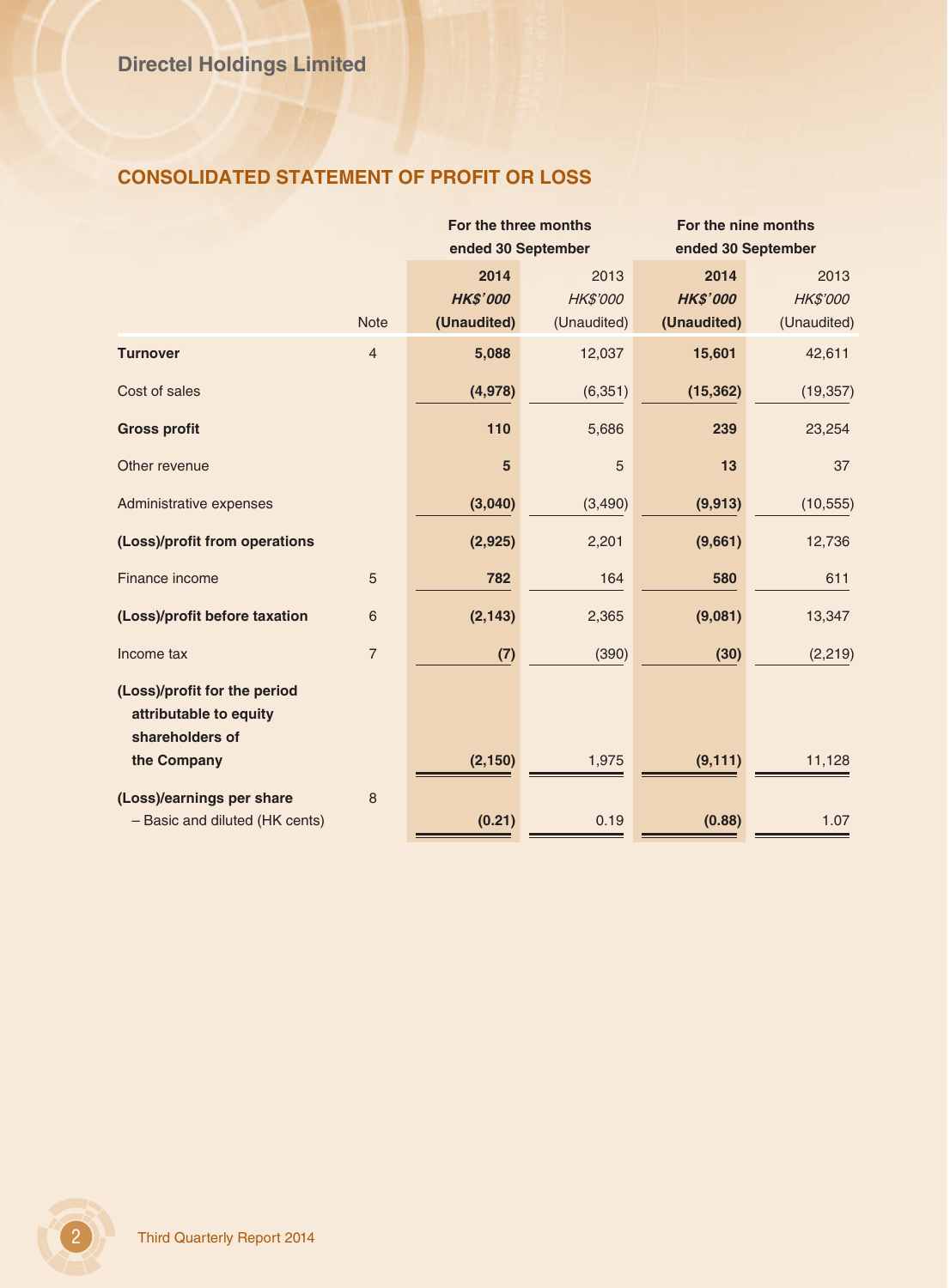## CONSOLIDATED STATEMENT OF PROFIT OR LOSS

| | Note | For the three months ended 30 September | | For the nine months ended 30 September | |
|---|---|---|---|---|---|
| | | **2014** | 2013 | **2014** | 2013 |
| | | ***HK$'000*** | *HK$'000* | ***HK$'000*** | *HK$'000* |
| | | **(Unaudited)** | (Unaudited) | **(Unaudited)** | (Unaudited) |
| **Turnover** | 4 | **5,088** | 12,037 | **15,601** | 42,611 |
| Cost of sales | | **(4,978)** | (6,351) | **(15,362)** | (19,357) |
| **Gross profit** | | **110** | 5,686 | **239** | 23,254 |
| Other revenue | | **5** | 5 | **13** | 37 |
| Administrative expenses | | **(3,040)** | (3,490) | **(9,913)** | (10,555) |
| **(Loss)/profit from operations** | | **(2,925)** | 2,201 | **(9,661)** | 12,736 |
| Finance income | 5 | **782** | 164 | **580** | 611 |
| **(Loss)/profit before taxation** | 6 | **(2,143)** | 2,365 | **(9,081)** | 13,347 |
| Income tax | 7 | **(7)** | (390) | **(30)** | (2,219) |
| **(Loss)/profit for the period attributable to equity shareholders of the Company** | | **(2,150)** | 1,975 | **(9,111)** | 11,128 |
| **(Loss)/earnings per share** | 8 | | | | |
| – Basic and diluted (HK cents) | | **(0.21)** | 0.19 | **(0.88)** | 1.07 |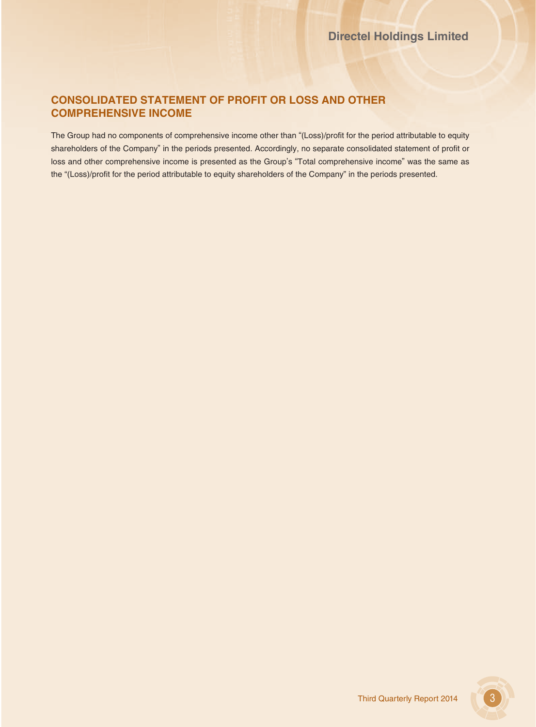## CONSOLIDATED STATEMENT OF PROFIT OR LOSS AND OTHER COMPREHENSIVE INCOME

The Group had no components of comprehensive income other than "(Loss)/profit for the period attributable to equity shareholders of the Company" in the periods presented. Accordingly, no separate consolidated statement of profit or loss and other comprehensive income is presented as the Group's "Total comprehensive income" was the same as the "(Loss)/profit for the period attributable to equity shareholders of the Company" in the periods presented.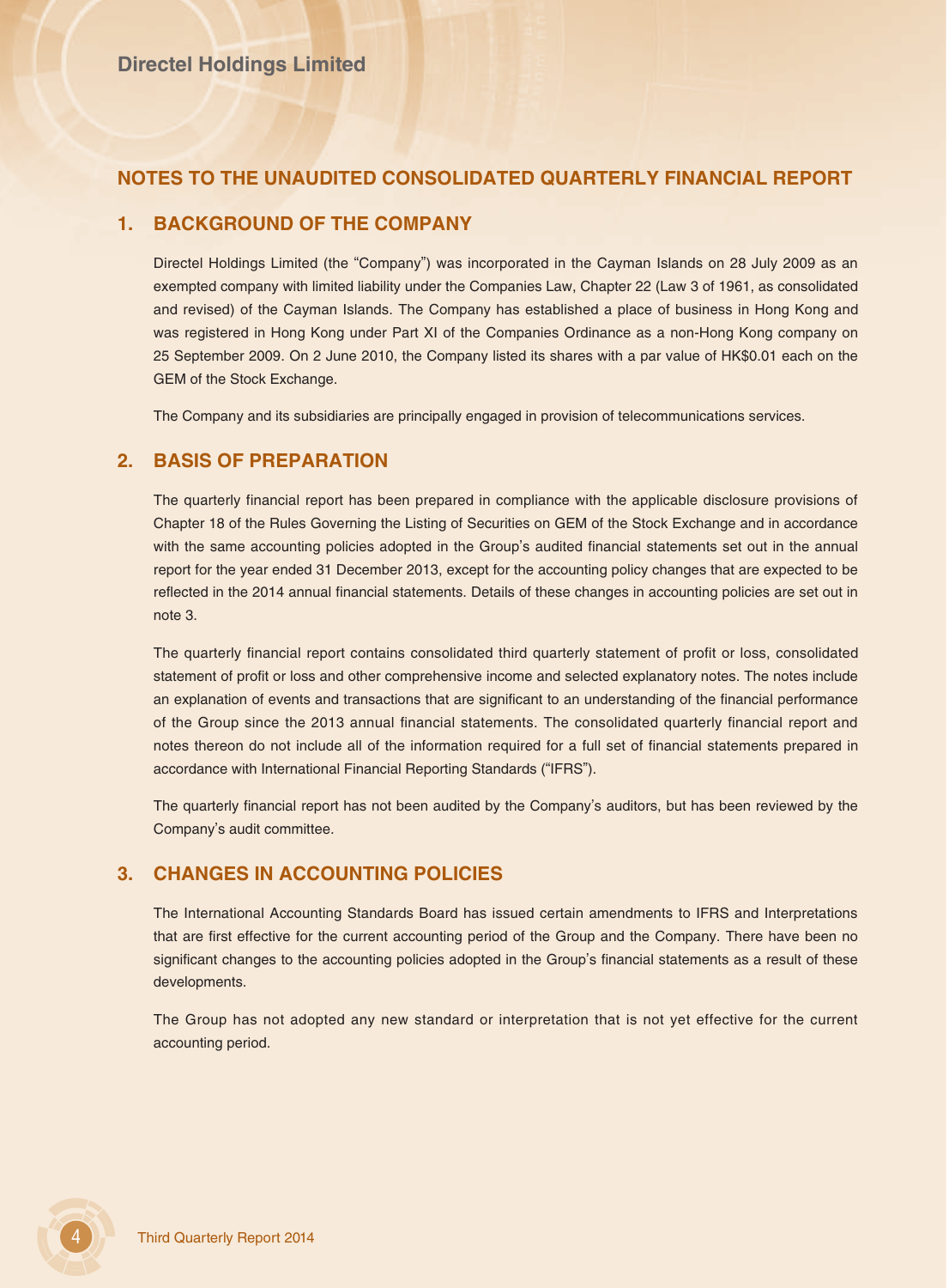## NOTES TO THE UNAUDITED CONSOLIDATED QUARTERLY FINANCIAL REPORT

### 1. BACKGROUND OF THE COMPANY

Directel Holdings Limited (the "Company") was incorporated in the Cayman Islands on 28 July 2009 as an exempted company with limited liability under the Companies Law, Chapter 22 (Law 3 of 1961, as consolidated and revised) of the Cayman Islands. The Company has established a place of business in Hong Kong and was registered in Hong Kong under Part XI of the Companies Ordinance as a non-Hong Kong company on 25 September 2009. On 2 June 2010, the Company listed its shares with a par value of HK$0.01 each on the GEM of the Stock Exchange.

The Company and its subsidiaries are principally engaged in provision of telecommunications services.

### 2. BASIS OF PREPARATION

The quarterly financial report has been prepared in compliance with the applicable disclosure provisions of Chapter 18 of the Rules Governing the Listing of Securities on GEM of the Stock Exchange and in accordance with the same accounting policies adopted in the Group's audited financial statements set out in the annual report for the year ended 31 December 2013, except for the accounting policy changes that are expected to be reflected in the 2014 annual financial statements. Details of these changes in accounting policies are set out in note 3.

The quarterly financial report contains consolidated third quarterly statement of profit or loss, consolidated statement of profit or loss and other comprehensive income and selected explanatory notes. The notes include an explanation of events and transactions that are significant to an understanding of the financial performance of the Group since the 2013 annual financial statements. The consolidated quarterly financial report and notes thereon do not include all of the information required for a full set of financial statements prepared in accordance with International Financial Reporting Standards ("IFRS").

The quarterly financial report has not been audited by the Company's auditors, but has been reviewed by the Company's audit committee.

### 3. CHANGES IN ACCOUNTING POLICIES

The International Accounting Standards Board has issued certain amendments to IFRS and Interpretations that are first effective for the current accounting period of the Group and the Company. There have been no significant changes to the accounting policies adopted in the Group's financial statements as a result of these developments.

The Group has not adopted any new standard or interpretation that is not yet effective for the current accounting period.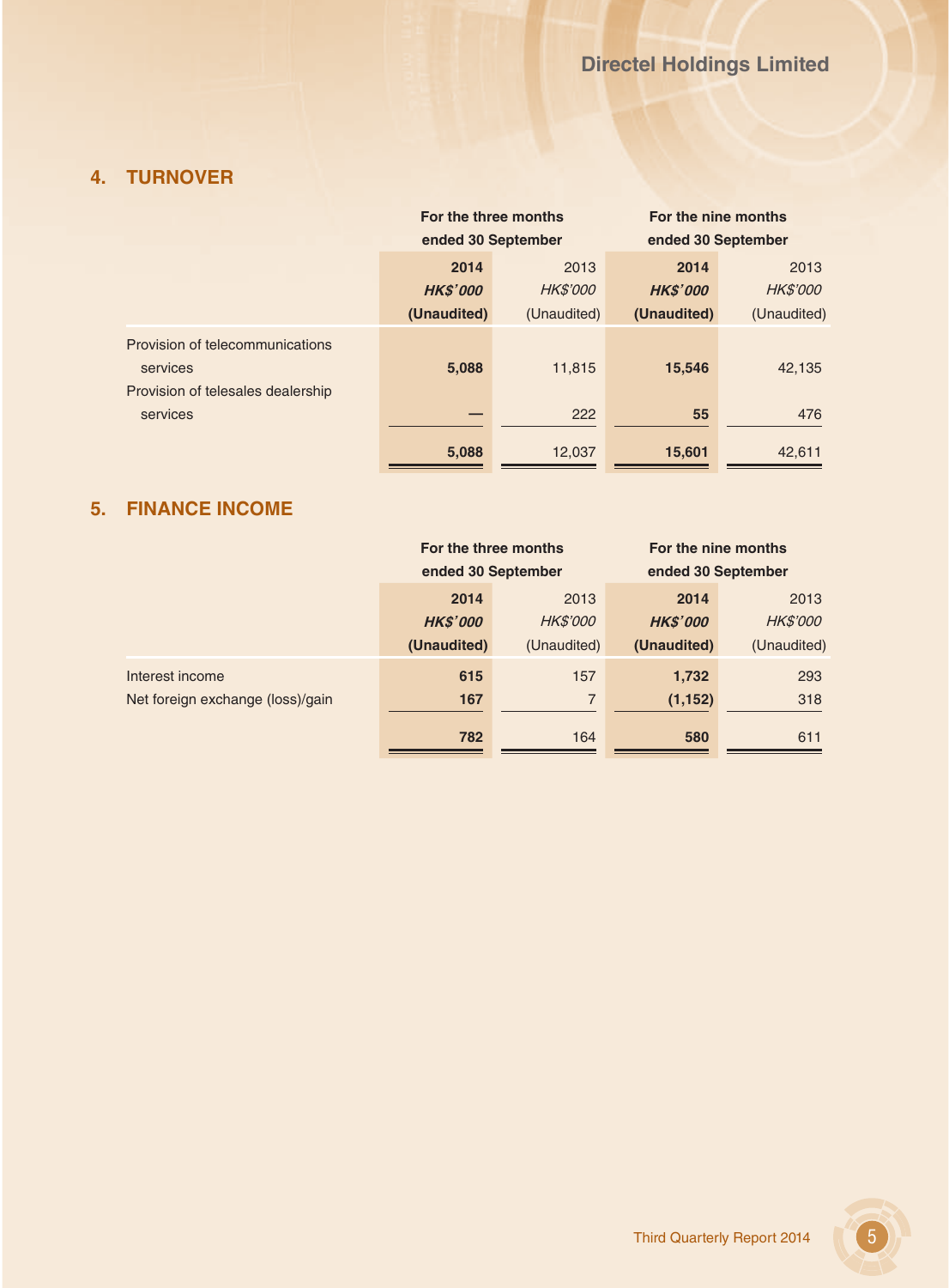## 4. TURNOVER

| | For the three months ended 30 September | | For the nine months ended 30 September | |
|---|---|---|---|---|
| | **2014** | 2013 | **2014** | 2013 |
| | ***HK$'000*** | *HK$'000* | ***HK$'000*** | *HK$'000* |
| | **(Unaudited)** | (Unaudited) | **(Unaudited)** | (Unaudited) |
| Provision of telecommunications services | **5,088** | 11,815 | **15,546** | 42,135 |
| Provision of telesales dealership services | **—** | 222 | **55** | 476 |
| | **5,088** | 12,037 | **15,601** | 42,611 |

## 5. FINANCE INCOME

| | For the three months ended 30 September | | For the nine months ended 30 September | |
|---|---|---|---|---|
| | **2014** | 2013 | **2014** | 2013 |
| | ***HK$'000*** | *HK$'000* | ***HK$'000*** | *HK$'000* |
| | **(Unaudited)** | (Unaudited) | **(Unaudited)** | (Unaudited) |
| Interest income | **615** | 157 | **1,732** | 293 |
| Net foreign exchange (loss)/gain | **167** | 7 | **(1,152)** | 318 |
| | **782** | 164 | **580** | 611 |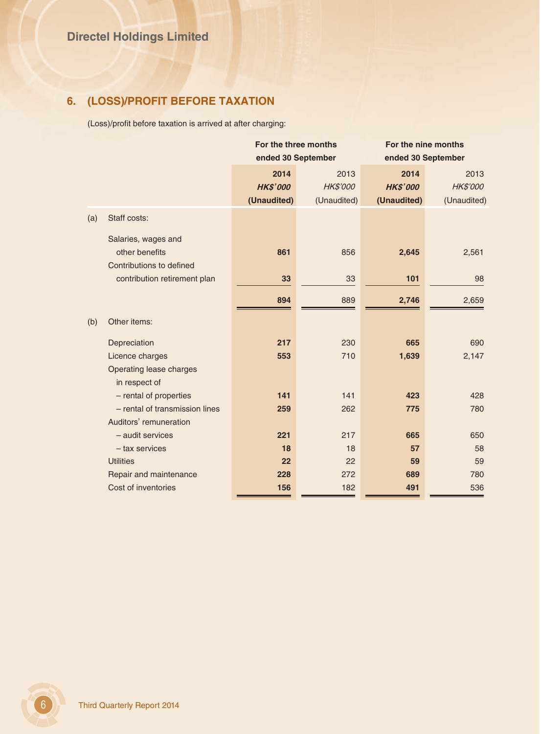## 6. (LOSS)/PROFIT BEFORE TAXATION

(Loss)/profit before taxation is arrived at after charging:

| | | For the three months ended 30 September | | For the nine months ended 30 September | |
|---|---|---|---|---|---|
| | | **2014** | 2013 | **2014** | 2013 |
| | | ***HK$'000*** | *HK$'000* | ***HK$'000*** | *HK$'000* |
| | | **(Unaudited)** | (Unaudited) | **(Unaudited)** | (Unaudited) |
| (a) | Staff costs: | | | | |
| | Salaries, wages and other benefits | **861** | 856 | **2,645** | 2,561 |
| | Contributions to defined contribution retirement plan | **33** | 33 | **101** | 98 |
| | | **894** | 889 | **2,746** | 2,659 |
| (b) | Other items: | | | | |
| | Depreciation | **217** | 230 | **665** | 690 |
| | Licence charges | **553** | 710 | **1,639** | 2,147 |
| | Operating lease charges in respect of | | | | |
| | – rental of properties | **141** | 141 | **423** | 428 |
| | – rental of transmission lines | **259** | 262 | **775** | 780 |
| | Auditors' remuneration | | | | |
| | – audit services | **221** | 217 | **665** | 650 |
| | – tax services | **18** | 18 | **57** | 58 |
| | Utilities | **22** | 22 | **59** | 59 |
| | Repair and maintenance | **228** | 272 | **689** | 780 |
| | Cost of inventories | **156** | 182 | **491** | 536 |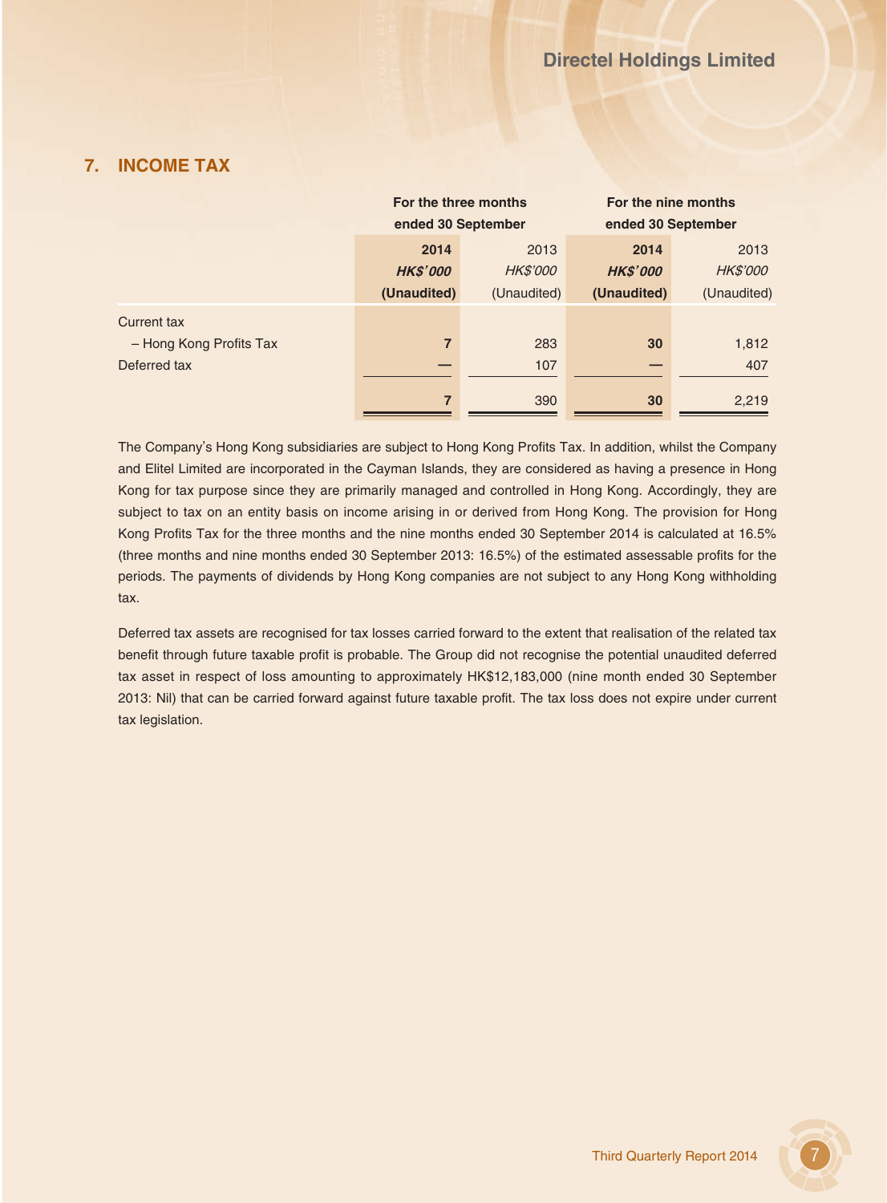## 7. INCOME TAX

| | For the three months ended 30 September | | For the nine months ended 30 September | |
|---|---|---|---|---|
| | **2014** | 2013 | **2014** | 2013 |
| | ***HK$'000*** | *HK$'000* | ***HK$'000*** | *HK$'000* |
| | **(Unaudited)** | (Unaudited) | **(Unaudited)** | (Unaudited) |
| Current tax | | | | |
| – Hong Kong Profits Tax | **7** | 283 | **30** | 1,812 |
| Deferred tax | **—** | 107 | **—** | 407 |
| | **7** | 390 | **30** | 2,219 |

The Company's Hong Kong subsidiaries are subject to Hong Kong Profits Tax. In addition, whilst the Company and Elitel Limited are incorporated in the Cayman Islands, they are considered as having a presence in Hong Kong for tax purpose since they are primarily managed and controlled in Hong Kong. Accordingly, they are subject to tax on an entity basis on income arising in or derived from Hong Kong. The provision for Hong Kong Profits Tax for the three months and the nine months ended 30 September 2014 is calculated at 16.5% (three months and nine months ended 30 September 2013: 16.5%) of the estimated assessable profits for the periods. The payments of dividends by Hong Kong companies are not subject to any Hong Kong withholding tax.

Deferred tax assets are recognised for tax losses carried forward to the extent that realisation of the related tax benefit through future taxable profit is probable. The Group did not recognise the potential unaudited deferred tax asset in respect of loss amounting to approximately HK$12,183,000 (nine month ended 30 September 2013: Nil) that can be carried forward against future taxable profit. The tax loss does not expire under current tax legislation.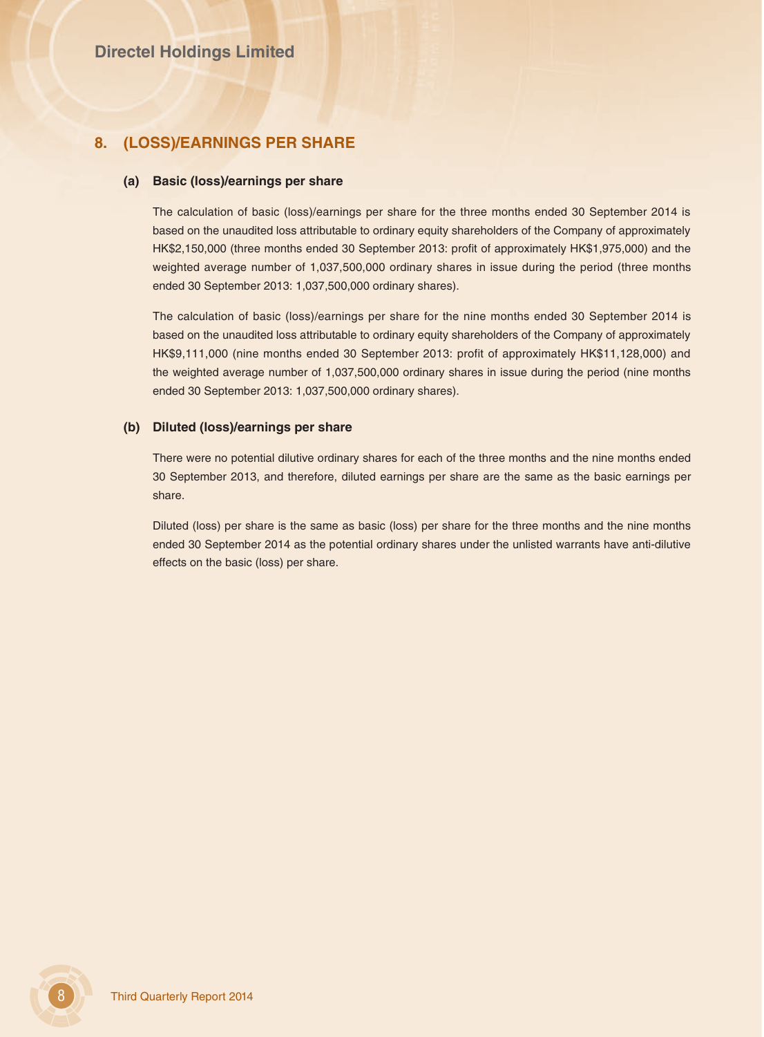## 8. (LOSS)/EARNINGS PER SHARE

### (a) Basic (loss)/earnings per share

The calculation of basic (loss)/earnings per share for the three months ended 30 September 2014 is based on the unaudited loss attributable to ordinary equity shareholders of the Company of approximately HK$2,150,000 (three months ended 30 September 2013: profit of approximately HK$1,975,000) and the weighted average number of 1,037,500,000 ordinary shares in issue during the period (three months ended 30 September 2013: 1,037,500,000 ordinary shares).

The calculation of basic (loss)/earnings per share for the nine months ended 30 September 2014 is based on the unaudited loss attributable to ordinary equity shareholders of the Company of approximately HK$9,111,000 (nine months ended 30 September 2013: profit of approximately HK$11,128,000) and the weighted average number of 1,037,500,000 ordinary shares in issue during the period (nine months ended 30 September 2013: 1,037,500,000 ordinary shares).

### (b) Diluted (loss)/earnings per share

There were no potential dilutive ordinary shares for each of the three months and the nine months ended 30 September 2013, and therefore, diluted earnings per share are the same as the basic earnings per share.

Diluted (loss) per share is the same as basic (loss) per share for the three months and the nine months ended 30 September 2014 as the potential ordinary shares under the unlisted warrants have anti-dilutive effects on the basic (loss) per share.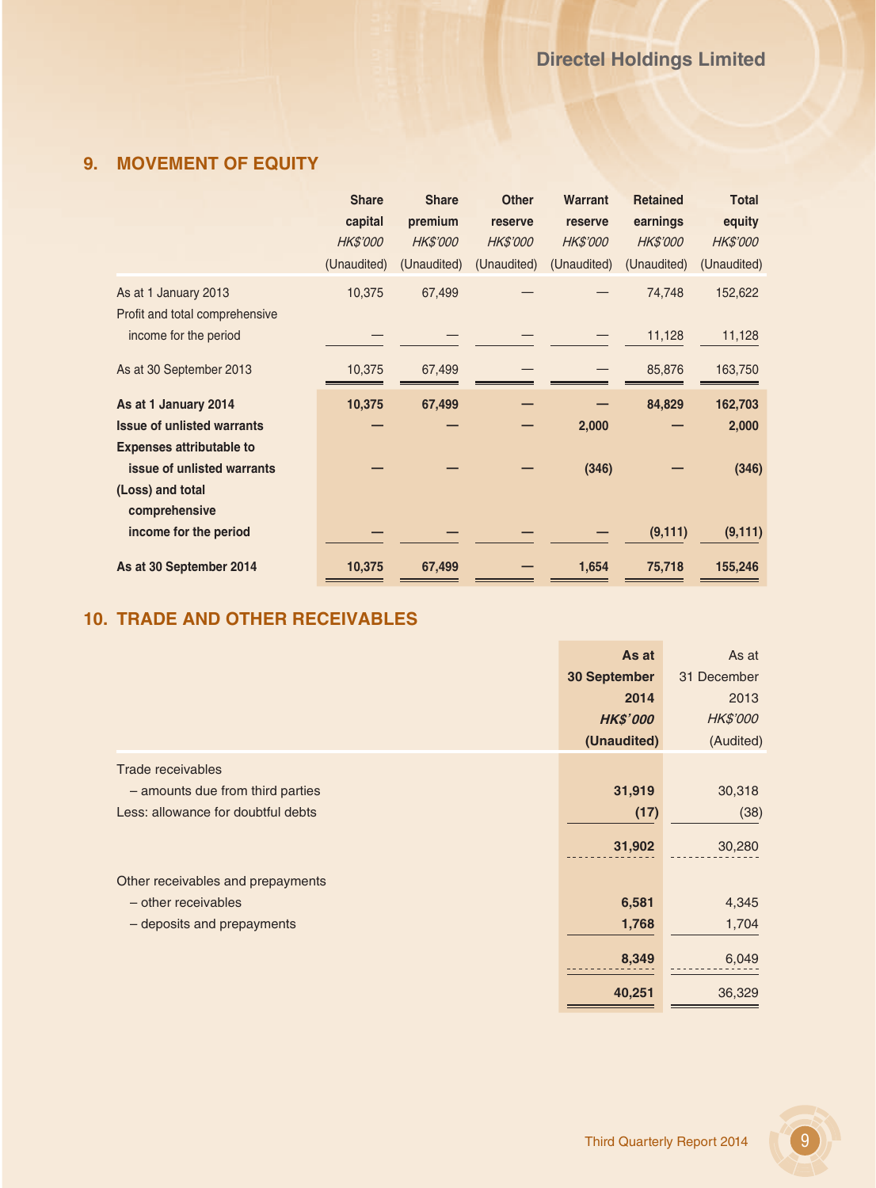## 9. MOVEMENT OF EQUITY

| | Share capital | Share premium | Other reserve | Warrant reserve | Retained earnings | Total equity |
|---|---|---|---|---|---|---|
| | *HK$'000* | *HK$'000* | *HK$'000* | *HK$'000* | *HK$'000* | *HK$'000* |
| | (Unaudited) | (Unaudited) | (Unaudited) | (Unaudited) | (Unaudited) | (Unaudited) |
| As at 1 January 2013 | 10,375 | 67,499 | — | — | 74,748 | 152,622 |
| Profit and total comprehensive income for the period | — | — | — | — | 11,128 | 11,128 |
| As at 30 September 2013 | 10,375 | 67,499 | — | — | 85,876 | 163,750 |
| **As at 1 January 2014** | **10,375** | **67,499** | **—** | **—** | **84,829** | **162,703** |
| **Issue of unlisted warrants** | **—** | **—** | **—** | **2,000** | **—** | **2,000** |
| **Expenses attributable to issue of unlisted warrants** | **—** | **—** | **—** | **(346)** | **—** | **(346)** |
| **(Loss) and total comprehensive income for the period** | **—** | **—** | **—** | **—** | **(9,111)** | **(9,111)** |
| **As at 30 September 2014** | **10,375** | **67,499** | **—** | **1,654** | **75,718** | **155,246** |

## 10. TRADE AND OTHER RECEIVABLES

| | **As at 30 September 2014** | As at 31 December 2013 |
|---|---|---|
| | ***HK$'000*** | *HK$'000* |
| | **(Unaudited)** | (Audited) |
| Trade receivables | | |
| – amounts due from third parties | **31,919** | 30,318 |
| Less: allowance for doubtful debts | **(17)** | (38) |
| | **31,902** | 30,280 |
| Other receivables and prepayments | | |
| – other receivables | **6,581** | 4,345 |
| – deposits and prepayments | **1,768** | 1,704 |
| | **8,349** | 6,049 |
| | **40,251** | 36,329 |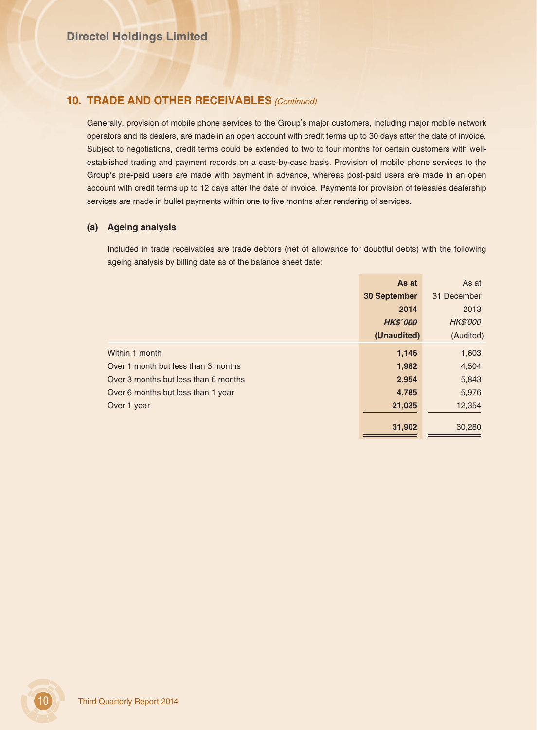## 10. TRADE AND OTHER RECEIVABLES *(Continued)*

Generally, provision of mobile phone services to the Group's major customers, including major mobile network operators and its dealers, are made in an open account with credit terms up to 30 days after the date of invoice. Subject to negotiations, credit terms could be extended to two to four months for certain customers with well-established trading and payment records on a case-by-case basis. Provision of mobile phone services to the Group's pre-paid users are made with payment in advance, whereas post-paid users are made in an open account with credit terms up to 12 days after the date of invoice. Payments for provision of telesales dealership services are made in bullet payments within one to five months after rendering of services.

### (a) Ageing analysis

Included in trade receivables are trade debtors (net of allowance for doubtful debts) with the following ageing analysis by billing date as of the balance sheet date:

| | **As at 30 September 2014** | As at 31 December 2013 |
|---|---|---|
| | ***HK$'000*** | *HK$'000* |
| | **(Unaudited)** | (Audited) |
| Within 1 month | **1,146** | 1,603 |
| Over 1 month but less than 3 months | **1,982** | 4,504 |
| Over 3 months but less than 6 months | **2,954** | 5,843 |
| Over 6 months but less than 1 year | **4,785** | 5,976 |
| Over 1 year | **21,035** | 12,354 |
| | **31,902** | 30,280 |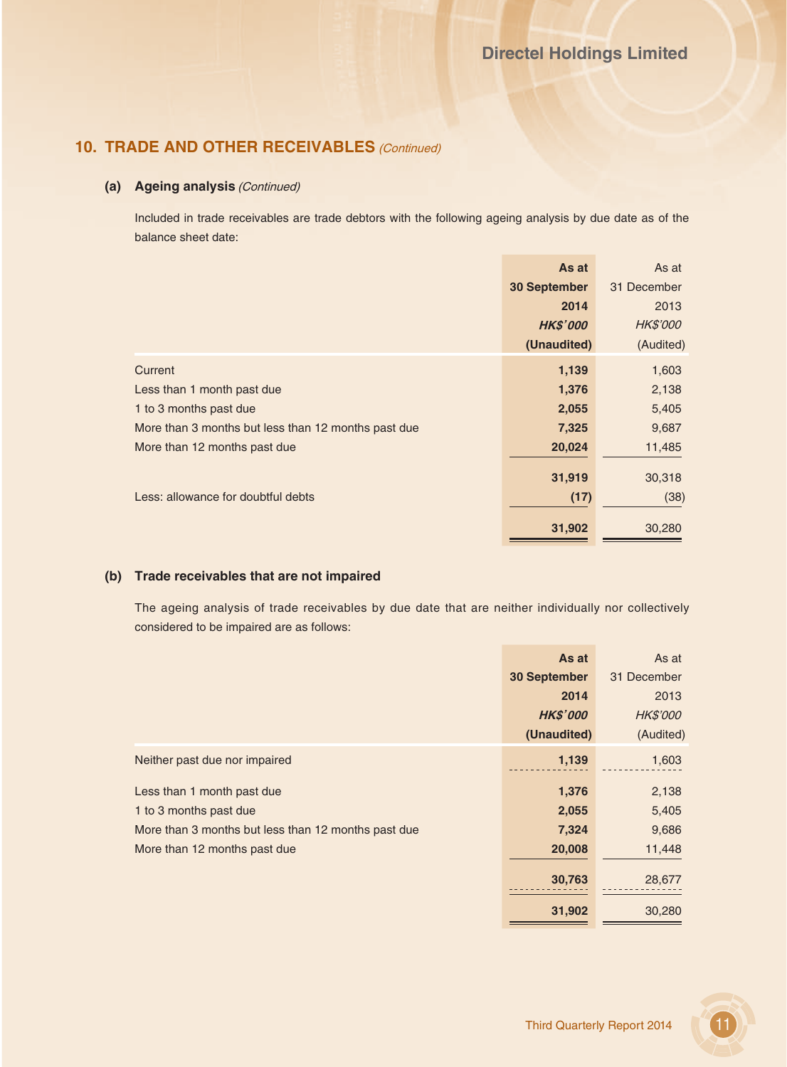## 10. TRADE AND OTHER RECEIVABLES *(Continued)*

### (a) Ageing analysis *(Continued)*

Included in trade receivables are trade debtors with the following ageing analysis by due date as of the balance sheet date:

| | **As at 30 September 2014** | As at 31 December 2013 |
|---|---|---|
| | ***HK$'000*** | *HK$'000* |
| | **(Unaudited)** | (Audited) |
| Current | **1,139** | 1,603 |
| Less than 1 month past due | **1,376** | 2,138 |
| 1 to 3 months past due | **2,055** | 5,405 |
| More than 3 months but less than 12 months past due | **7,325** | 9,687 |
| More than 12 months past due | **20,024** | 11,485 |
| | **31,919** | 30,318 |
| Less: allowance for doubtful debts | **(17)** | (38) |
| | **31,902** | 30,280 |

### (b) Trade receivables that are not impaired

The ageing analysis of trade receivables by due date that are neither individually nor collectively considered to be impaired are as follows:

| | **As at 30 September 2014** | As at 31 December 2013 |
|---|---|---|
| | ***HK$'000*** | *HK$'000* |
| | **(Unaudited)** | (Audited) |
| Neither past due nor impaired | **1,139** | 1,603 |
| Less than 1 month past due | **1,376** | 2,138 |
| 1 to 3 months past due | **2,055** | 5,405 |
| More than 3 months but less than 12 months past due | **7,324** | 9,686 |
| More than 12 months past due | **20,008** | 11,448 |
| | **30,763** | 28,677 |
| | **31,902** | 30,280 |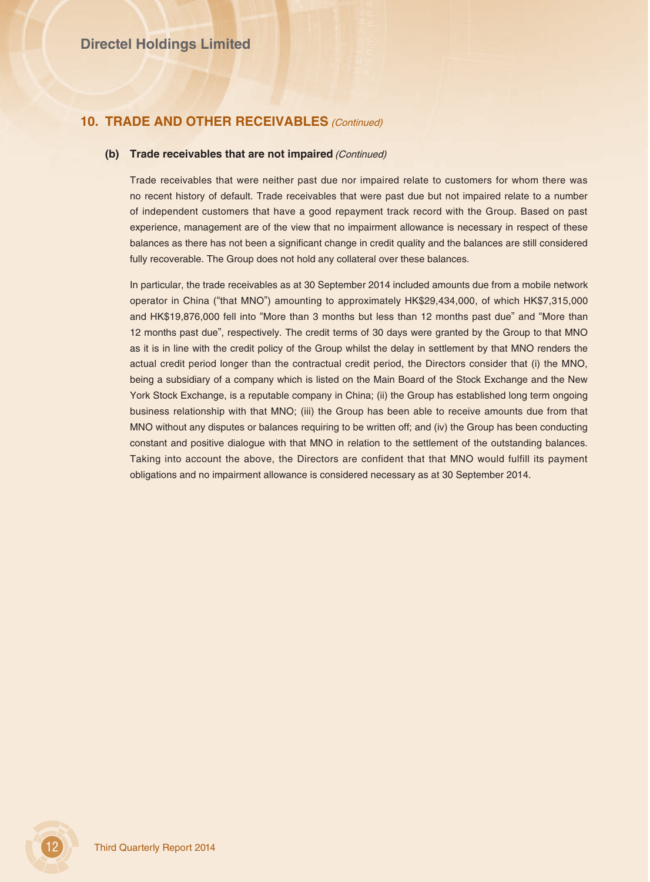## 10. TRADE AND OTHER RECEIVABLES *(Continued)*

### (b) Trade receivables that are not impaired *(Continued)*

Trade receivables that were neither past due nor impaired relate to customers for whom there was no recent history of default. Trade receivables that were past due but not impaired relate to a number of independent customers that have a good repayment track record with the Group. Based on past experience, management are of the view that no impairment allowance is necessary in respect of these balances as there has not been a significant change in credit quality and the balances are still considered fully recoverable. The Group does not hold any collateral over these balances.

In particular, the trade receivables as at 30 September 2014 included amounts due from a mobile network operator in China ("that MNO") amounting to approximately HK$29,434,000, of which HK$7,315,000 and HK$19,876,000 fell into "More than 3 months but less than 12 months past due" and "More than 12 months past due", respectively. The credit terms of 30 days were granted by the Group to that MNO as it is in line with the credit policy of the Group whilst the delay in settlement by that MNO renders the actual credit period longer than the contractual credit period, the Directors consider that (i) the MNO, being a subsidiary of a company which is listed on the Main Board of the Stock Exchange and the New York Stock Exchange, is a reputable company in China; (ii) the Group has established long term ongoing business relationship with that MNO; (iii) the Group has been able to receive amounts due from that MNO without any disputes or balances requiring to be written off; and (iv) the Group has been conducting constant and positive dialogue with that MNO in relation to the settlement of the outstanding balances. Taking into account the above, the Directors are confident that that MNO would fulfill its payment obligations and no impairment allowance is considered necessary as at 30 September 2014.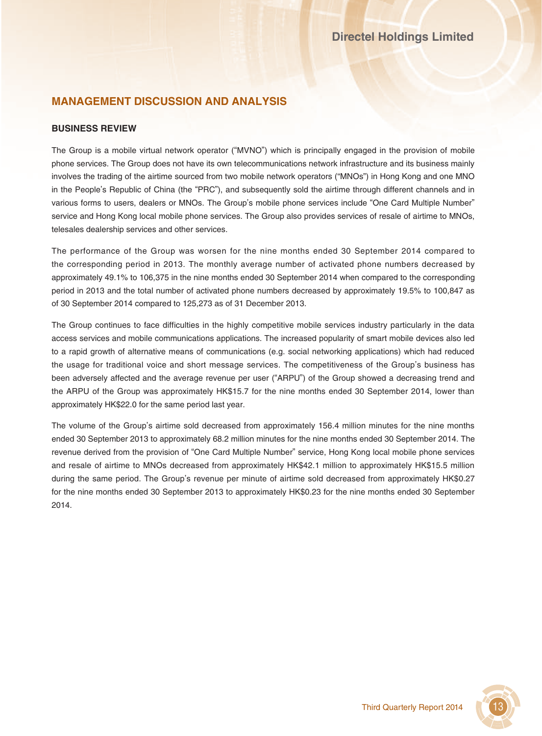## MANAGEMENT DISCUSSION AND ANALYSIS

### BUSINESS REVIEW

The Group is a mobile virtual network operator ("MVNO") which is principally engaged in the provision of mobile phone services. The Group does not have its own telecommunications network infrastructure and its business mainly involves the trading of the airtime sourced from two mobile network operators ("MNOs") in Hong Kong and one MNO in the People's Republic of China (the "PRC"), and subsequently sold the airtime through different channels and in various forms to users, dealers or MNOs. The Group's mobile phone services include "One Card Multiple Number" service and Hong Kong local mobile phone services. The Group also provides services of resale of airtime to MNOs, telesales dealership services and other services.

The performance of the Group was worsen for the nine months ended 30 September 2014 compared to the corresponding period in 2013. The monthly average number of activated phone numbers decreased by approximately 49.1% to 106,375 in the nine months ended 30 September 2014 when compared to the corresponding period in 2013 and the total number of activated phone numbers decreased by approximately 19.5% to 100,847 as of 30 September 2014 compared to 125,273 as of 31 December 2013.

The Group continues to face difficulties in the highly competitive mobile services industry particularly in the data access services and mobile communications applications. The increased popularity of smart mobile devices also led to a rapid growth of alternative means of communications (e.g. social networking applications) which had reduced the usage for traditional voice and short message services. The competitiveness of the Group's business has been adversely affected and the average revenue per user ("ARPU") of the Group showed a decreasing trend and the ARPU of the Group was approximately HK$15.7 for the nine months ended 30 September 2014, lower than approximately HK$22.0 for the same period last year.

The volume of the Group's airtime sold decreased from approximately 156.4 million minutes for the nine months ended 30 September 2013 to approximately 68.2 million minutes for the nine months ended 30 September 2014. The revenue derived from the provision of "One Card Multiple Number" service, Hong Kong local mobile phone services and resale of airtime to MNOs decreased from approximately HK$42.1 million to approximately HK$15.5 million during the same period. The Group's revenue per minute of airtime sold decreased from approximately HK$0.27 for the nine months ended 30 September 2013 to approximately HK$0.23 for the nine months ended 30 September 2014.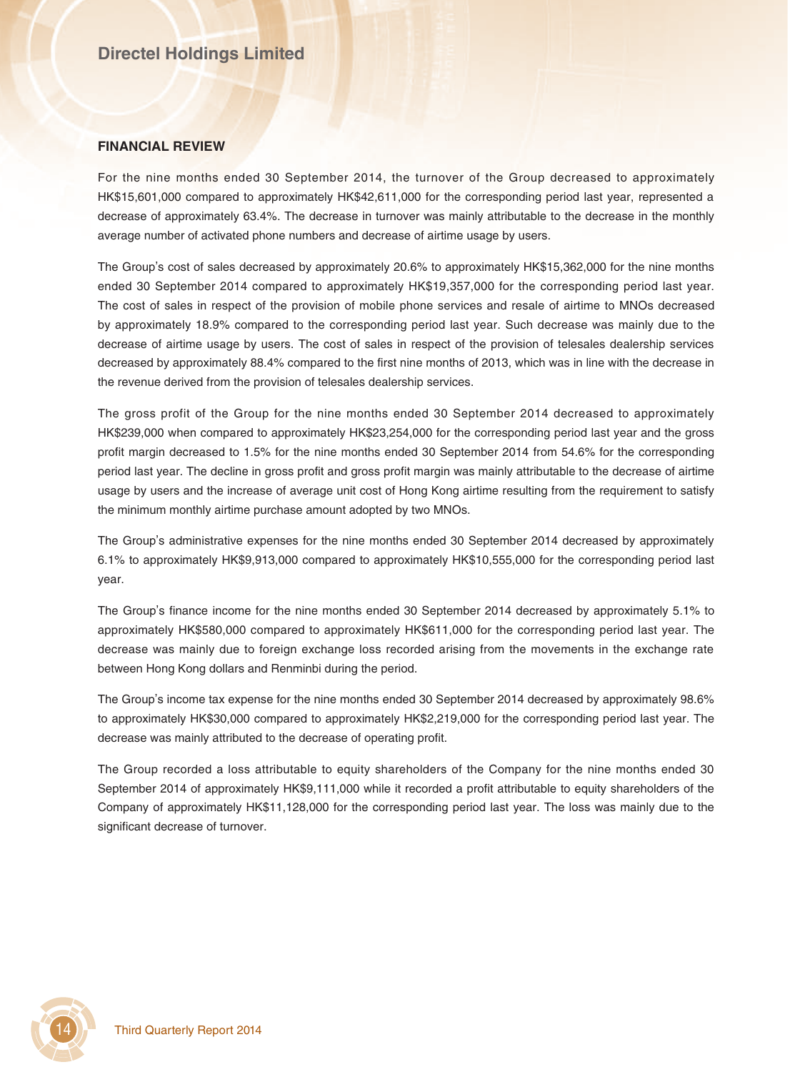## FINANCIAL REVIEW

For the nine months ended 30 September 2014, the turnover of the Group decreased to approximately HK$15,601,000 compared to approximately HK$42,611,000 for the corresponding period last year, represented a decrease of approximately 63.4%. The decrease in turnover was mainly attributable to the decrease in the monthly average number of activated phone numbers and decrease of airtime usage by users.

The Group's cost of sales decreased by approximately 20.6% to approximately HK$15,362,000 for the nine months ended 30 September 2014 compared to approximately HK$19,357,000 for the corresponding period last year. The cost of sales in respect of the provision of mobile phone services and resale of airtime to MNOs decreased by approximately 18.9% compared to the corresponding period last year. Such decrease was mainly due to the decrease of airtime usage by users. The cost of sales in respect of the provision of telesales dealership services decreased by approximately 88.4% compared to the first nine months of 2013, which was in line with the decrease in the revenue derived from the provision of telesales dealership services.

The gross profit of the Group for the nine months ended 30 September 2014 decreased to approximately HK$239,000 when compared to approximately HK$23,254,000 for the corresponding period last year and the gross profit margin decreased to 1.5% for the nine months ended 30 September 2014 from 54.6% for the corresponding period last year. The decline in gross profit and gross profit margin was mainly attributable to the decrease of airtime usage by users and the increase of average unit cost of Hong Kong airtime resulting from the requirement to satisfy the minimum monthly airtime purchase amount adopted by two MNOs.

The Group's administrative expenses for the nine months ended 30 September 2014 decreased by approximately 6.1% to approximately HK$9,913,000 compared to approximately HK$10,555,000 for the corresponding period last year.

The Group's finance income for the nine months ended 30 September 2014 decreased by approximately 5.1% to approximately HK$580,000 compared to approximately HK$611,000 for the corresponding period last year. The decrease was mainly due to foreign exchange loss recorded arising from the movements in the exchange rate between Hong Kong dollars and Renminbi during the period.

The Group's income tax expense for the nine months ended 30 September 2014 decreased by approximately 98.6% to approximately HK$30,000 compared to approximately HK$2,219,000 for the corresponding period last year. The decrease was mainly attributed to the decrease of operating profit.

The Group recorded a loss attributable to equity shareholders of the Company for the nine months ended 30 September 2014 of approximately HK$9,111,000 while it recorded a profit attributable to equity shareholders of the Company of approximately HK$11,128,000 for the corresponding period last year. The loss was mainly due to the significant decrease of turnover.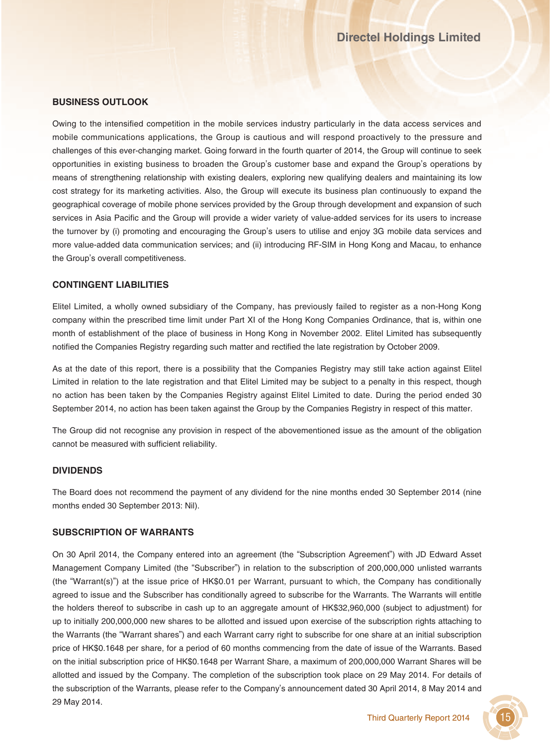## BUSINESS OUTLOOK

Owing to the intensified competition in the mobile services industry particularly in the data access services and mobile communications applications, the Group is cautious and will respond proactively to the pressure and challenges of this ever-changing market. Going forward in the fourth quarter of 2014, the Group will continue to seek opportunities in existing business to broaden the Group's customer base and expand the Group's operations by means of strengthening relationship with existing dealers, exploring new qualifying dealers and maintaining its low cost strategy for its marketing activities. Also, the Group will execute its business plan continuously to expand the geographical coverage of mobile phone services provided by the Group through development and expansion of such services in Asia Pacific and the Group will provide a wider variety of value-added services for its users to increase the turnover by (i) promoting and encouraging the Group's users to utilise and enjoy 3G mobile data services and more value-added data communication services; and (ii) introducing RF-SIM in Hong Kong and Macau, to enhance the Group's overall competitiveness.

## CONTINGENT LIABILITIES

Elitel Limited, a wholly owned subsidiary of the Company, has previously failed to register as a non-Hong Kong company within the prescribed time limit under Part XI of the Hong Kong Companies Ordinance, that is, within one month of establishment of the place of business in Hong Kong in November 2002. Elitel Limited has subsequently notified the Companies Registry regarding such matter and rectified the late registration by October 2009.

As at the date of this report, there is a possibility that the Companies Registry may still take action against Elitel Limited in relation to the late registration and that Elitel Limited may be subject to a penalty in this respect, though no action has been taken by the Companies Registry against Elitel Limited to date. During the period ended 30 September 2014, no action has been taken against the Group by the Companies Registry in respect of this matter.

The Group did not recognise any provision in respect of the abovementioned issue as the amount of the obligation cannot be measured with sufficient reliability.

## DIVIDENDS

The Board does not recommend the payment of any dividend for the nine months ended 30 September 2014 (nine months ended 30 September 2013: Nil).

## SUBSCRIPTION OF WARRANTS

On 30 April 2014, the Company entered into an agreement (the "Subscription Agreement") with JD Edward Asset Management Company Limited (the "Subscriber") in relation to the subscription of 200,000,000 unlisted warrants (the "Warrant(s)") at the issue price of HK$0.01 per Warrant, pursuant to which, the Company has conditionally agreed to issue and the Subscriber has conditionally agreed to subscribe for the Warrants. The Warrants will entitle the holders thereof to subscribe in cash up to an aggregate amount of HK$32,960,000 (subject to adjustment) for up to initially 200,000,000 new shares to be allotted and issued upon exercise of the subscription rights attaching to the Warrants (the "Warrant shares") and each Warrant carry right to subscribe for one share at an initial subscription price of HK$0.1648 per share, for a period of 60 months commencing from the date of issue of the Warrants. Based on the initial subscription price of HK$0.1648 per Warrant Share, a maximum of 200,000,000 Warrant Shares will be allotted and issued by the Company. The completion of the subscription took place on 29 May 2014. For details of the subscription of the Warrants, please refer to the Company's announcement dated 30 April 2014, 8 May 2014 and 29 May 2014.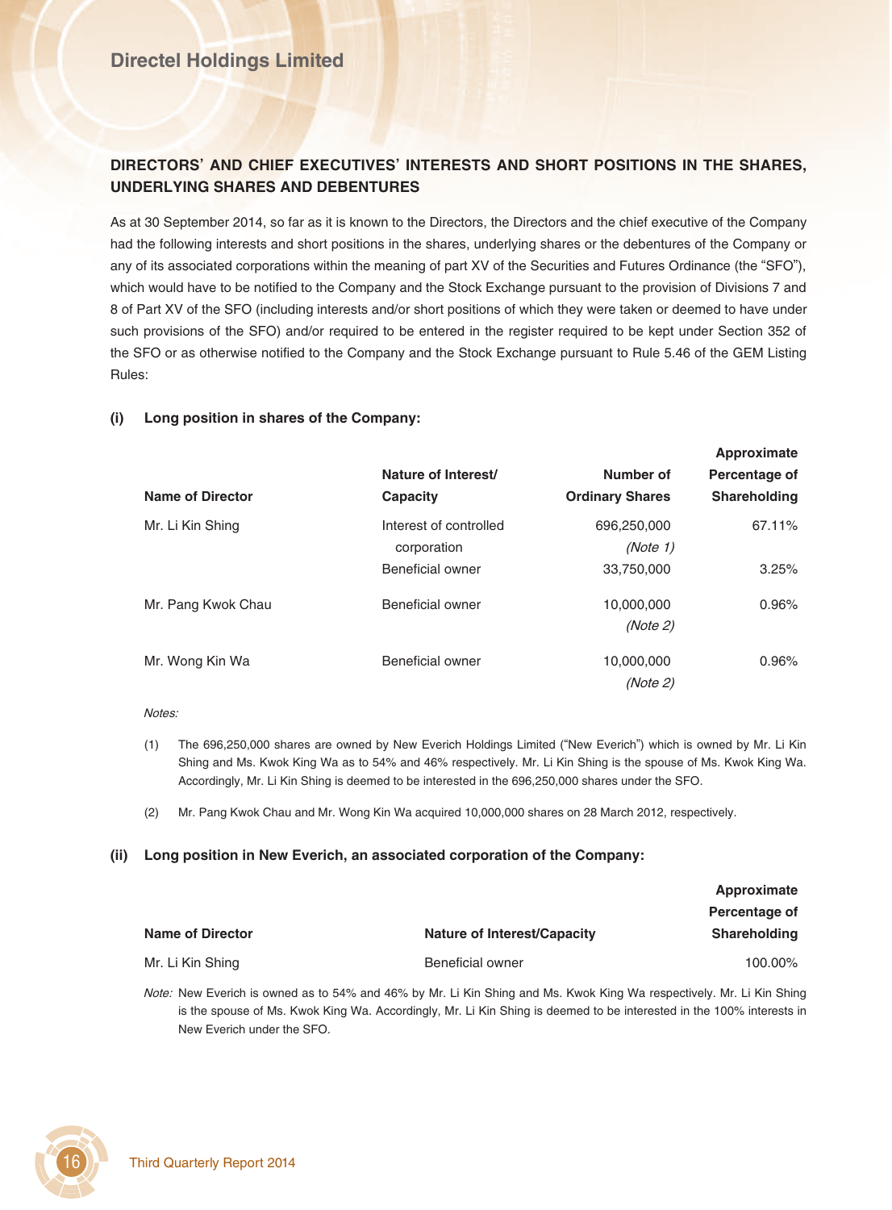## DIRECTORS' AND CHIEF EXECUTIVES' INTERESTS AND SHORT POSITIONS IN THE SHARES, UNDERLYING SHARES AND DEBENTURES

As at 30 September 2014, so far as it is known to the Directors, the Directors and the chief executive of the Company had the following interests and short positions in the shares, underlying shares or the debentures of the Company or any of its associated corporations within the meaning of part XV of the Securities and Futures Ordinance (the "SFO"), which would have to be notified to the Company and the Stock Exchange pursuant to the provision of Divisions 7 and 8 of Part XV of the SFO (including interests and/or short positions of which they were taken or deemed to have under such provisions of the SFO) and/or required to be entered in the register required to be kept under Section 352 of the SFO or as otherwise notified to the Company and the Stock Exchange pursuant to Rule 5.46 of the GEM Listing Rules:

### (i) Long position in shares of the Company:

| Name of Director | Nature of Interest/ Capacity | Number of Ordinary Shares | Approximate Percentage of Shareholding |
|---|---|---|---|
| Mr. Li Kin Shing | Interest of controlled corporation | 696,250,000 *(Note 1)* | 67.11% |
| | Beneficial owner | 33,750,000 | 3.25% |
| Mr. Pang Kwok Chau | Beneficial owner | 10,000,000 *(Note 2)* | 0.96% |
| Mr. Wong Kin Wa | Beneficial owner | 10,000,000 *(Note 2)* | 0.96% |

*Notes:*

(1) The 696,250,000 shares are owned by New Everich Holdings Limited ("New Everich") which is owned by Mr. Li Kin Shing and Ms. Kwok King Wa as to 54% and 46% respectively. Mr. Li Kin Shing is the spouse of Ms. Kwok King Wa. Accordingly, Mr. Li Kin Shing is deemed to be interested in the 696,250,000 shares under the SFO.

(2) Mr. Pang Kwok Chau and Mr. Wong Kin Wa acquired 10,000,000 shares on 28 March 2012, respectively.

### (ii) Long position in New Everich, an associated corporation of the Company:

| Name of Director | Nature of Interest/Capacity | Approximate Percentage of Shareholding |
|---|---|---|
| Mr. Li Kin Shing | Beneficial owner | 100.00% |

*Note:* New Everich is owned as to 54% and 46% by Mr. Li Kin Shing and Ms. Kwok King Wa respectively. Mr. Li Kin Shing is the spouse of Ms. Kwok King Wa. Accordingly, Mr. Li Kin Shing is deemed to be interested in the 100% interests in New Everich under the SFO.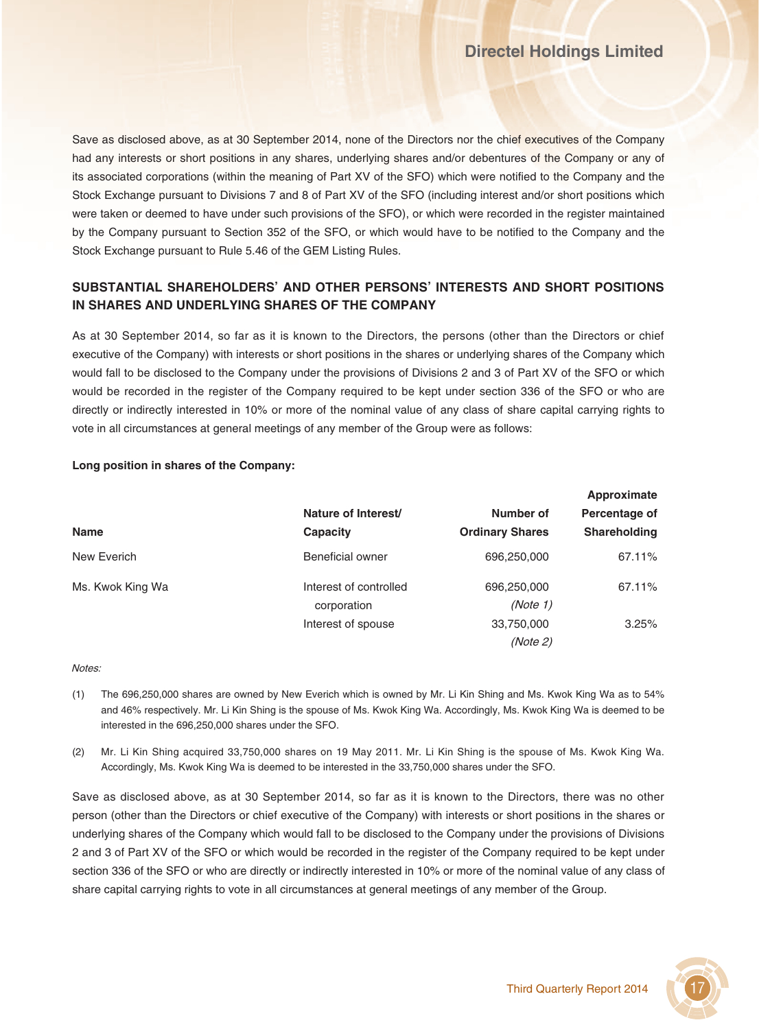Save as disclosed above, as at 30 September 2014, none of the Directors nor the chief executives of the Company had any interests or short positions in any shares, underlying shares and/or debentures of the Company or any of its associated corporations (within the meaning of Part XV of the SFO) which were notified to the Company and the Stock Exchange pursuant to Divisions 7 and 8 of Part XV of the SFO (including interest and/or short positions which were taken or deemed to have under such provisions of the SFO), or which were recorded in the register maintained by the Company pursuant to Section 352 of the SFO, or which would have to be notified to the Company and the Stock Exchange pursuant to Rule 5.46 of the GEM Listing Rules.

## SUBSTANTIAL SHAREHOLDERS' AND OTHER PERSONS' INTERESTS AND SHORT POSITIONS IN SHARES AND UNDERLYING SHARES OF THE COMPANY

As at 30 September 2014, so far as it is known to the Directors, the persons (other than the Directors or chief executive of the Company) with interests or short positions in the shares or underlying shares of the Company which would fall to be disclosed to the Company under the provisions of Divisions 2 and 3 of Part XV of the SFO or which would be recorded in the register of the Company required to be kept under section 336 of the SFO or who are directly or indirectly interested in 10% or more of the nominal value of any class of share capital carrying rights to vote in all circumstances at general meetings of any member of the Group were as follows:

**Long position in shares of the Company:**

| Name | Nature of Interest/ Capacity | Number of Ordinary Shares | Approximate Percentage of Shareholding |
|---|---|---|---|
| New Everich | Beneficial owner | 696,250,000 | 67.11% |
| Ms. Kwok King Wa | Interest of controlled corporation | 696,250,000 *(Note 1)* | 67.11% |
| | Interest of spouse | 33,750,000 *(Note 2)* | 3.25% |

*Notes:*

(1) The 696,250,000 shares are owned by New Everich which is owned by Mr. Li Kin Shing and Ms. Kwok King Wa as to 54% and 46% respectively. Mr. Li Kin Shing is the spouse of Ms. Kwok King Wa. Accordingly, Ms. Kwok King Wa is deemed to be interested in the 696,250,000 shares under the SFO.

(2) Mr. Li Kin Shing acquired 33,750,000 shares on 19 May 2011. Mr. Li Kin Shing is the spouse of Ms. Kwok King Wa. Accordingly, Ms. Kwok King Wa is deemed to be interested in the 33,750,000 shares under the SFO.

Save as disclosed above, as at 30 September 2014, so far as it is known to the Directors, there was no other person (other than the Directors or chief executive of the Company) with interests or short positions in the shares or underlying shares of the Company which would fall to be disclosed to the Company under the provisions of Divisions 2 and 3 of Part XV of the SFO or which would be recorded in the register of the Company required to be kept under section 336 of the SFO or who are directly or indirectly interested in 10% or more of the nominal value of any class of share capital carrying rights to vote in all circumstances at general meetings of any member of the Group.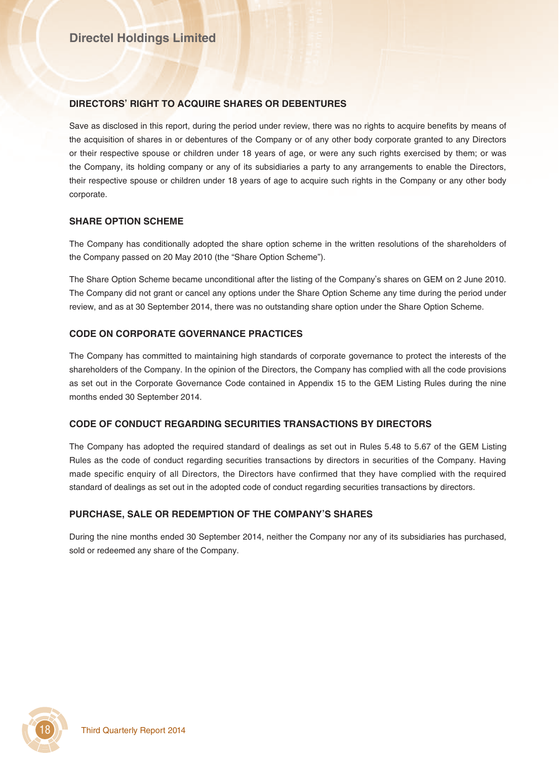## DIRECTORS' RIGHT TO ACQUIRE SHARES OR DEBENTURES

Save as disclosed in this report, during the period under review, there was no rights to acquire benefits by means of the acquisition of shares in or debentures of the Company or of any other body corporate granted to any Directors or their respective spouse or children under 18 years of age, or were any such rights exercised by them; or was the Company, its holding company or any of its subsidiaries a party to any arrangements to enable the Directors, their respective spouse or children under 18 years of age to acquire such rights in the Company or any other body corporate.

## SHARE OPTION SCHEME

The Company has conditionally adopted the share option scheme in the written resolutions of the shareholders of the Company passed on 20 May 2010 (the "Share Option Scheme").

The Share Option Scheme became unconditional after the listing of the Company's shares on GEM on 2 June 2010. The Company did not grant or cancel any options under the Share Option Scheme any time during the period under review, and as at 30 September 2014, there was no outstanding share option under the Share Option Scheme.

## CODE ON CORPORATE GOVERNANCE PRACTICES

The Company has committed to maintaining high standards of corporate governance to protect the interests of the shareholders of the Company. In the opinion of the Directors, the Company has complied with all the code provisions as set out in the Corporate Governance Code contained in Appendix 15 to the GEM Listing Rules during the nine months ended 30 September 2014.

## CODE OF CONDUCT REGARDING SECURITIES TRANSACTIONS BY DIRECTORS

The Company has adopted the required standard of dealings as set out in Rules 5.48 to 5.67 of the GEM Listing Rules as the code of conduct regarding securities transactions by directors in securities of the Company. Having made specific enquiry of all Directors, the Directors have confirmed that they have complied with the required standard of dealings as set out in the adopted code of conduct regarding securities transactions by directors.

## PURCHASE, SALE OR REDEMPTION OF THE COMPANY'S SHARES

During the nine months ended 30 September 2014, neither the Company nor any of its subsidiaries has purchased, sold or redeemed any share of the Company.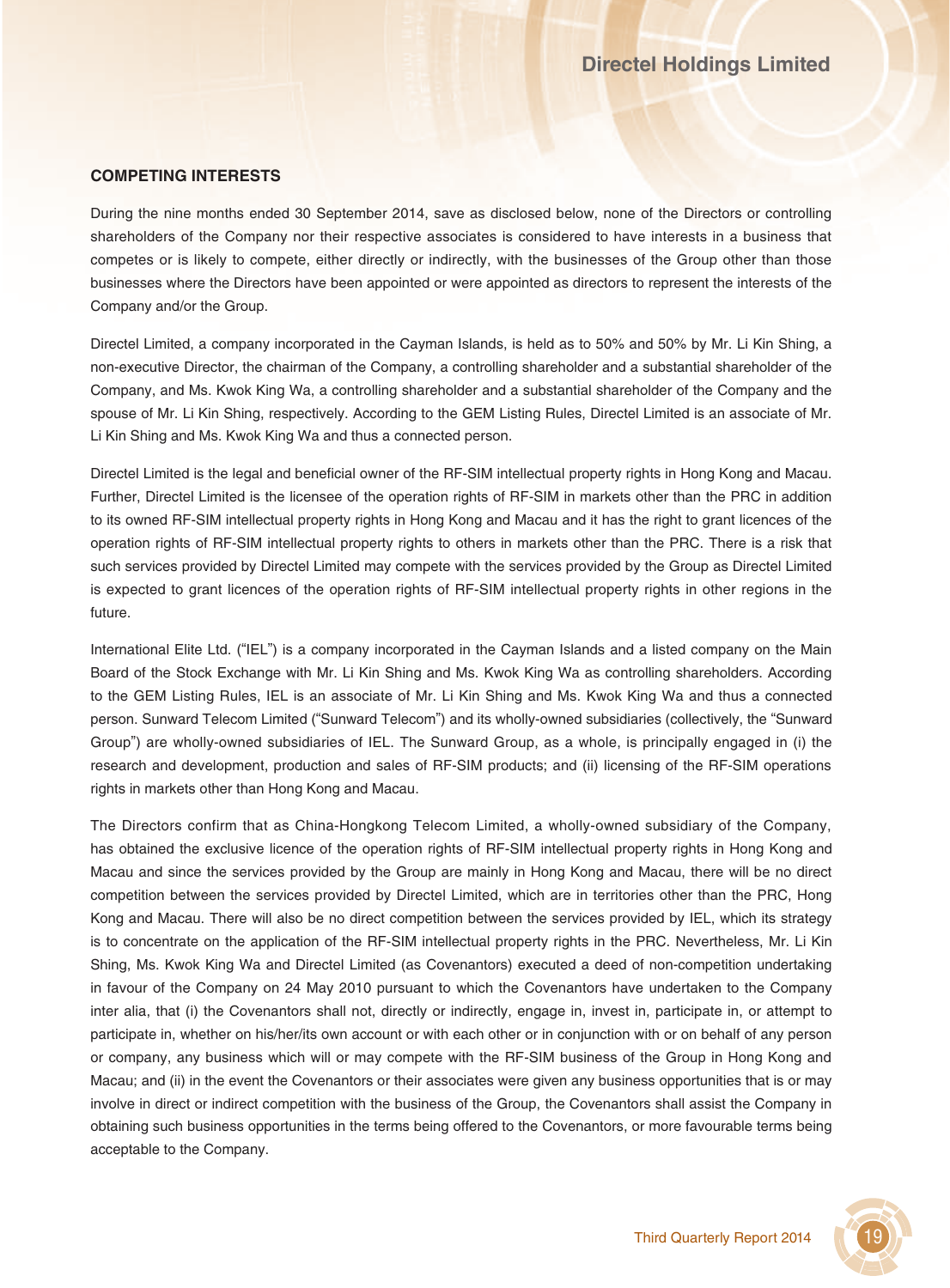## COMPETING INTERESTS

During the nine months ended 30 September 2014, save as disclosed below, none of the Directors or controlling shareholders of the Company nor their respective associates is considered to have interests in a business that competes or is likely to compete, either directly or indirectly, with the businesses of the Group other than those businesses where the Directors have been appointed or were appointed as directors to represent the interests of the Company and/or the Group.

Directel Limited, a company incorporated in the Cayman Islands, is held as to 50% and 50% by Mr. Li Kin Shing, a non-executive Director, the chairman of the Company, a controlling shareholder and a substantial shareholder of the Company, and Ms. Kwok King Wa, a controlling shareholder and a substantial shareholder of the Company and the spouse of Mr. Li Kin Shing, respectively. According to the GEM Listing Rules, Directel Limited is an associate of Mr. Li Kin Shing and Ms. Kwok King Wa and thus a connected person.

Directel Limited is the legal and beneficial owner of the RF-SIM intellectual property rights in Hong Kong and Macau. Further, Directel Limited is the licensee of the operation rights of RF-SIM in markets other than the PRC in addition to its owned RF-SIM intellectual property rights in Hong Kong and Macau and it has the right to grant licences of the operation rights of RF-SIM intellectual property rights to others in markets other than the PRC. There is a risk that such services provided by Directel Limited may compete with the services provided by the Group as Directel Limited is expected to grant licences of the operation rights of RF-SIM intellectual property rights in other regions in the future.

International Elite Ltd. ("IEL") is a company incorporated in the Cayman Islands and a listed company on the Main Board of the Stock Exchange with Mr. Li Kin Shing and Ms. Kwok King Wa as controlling shareholders. According to the GEM Listing Rules, IEL is an associate of Mr. Li Kin Shing and Ms. Kwok King Wa and thus a connected person. Sunward Telecom Limited ("Sunward Telecom") and its wholly-owned subsidiaries (collectively, the "Sunward Group") are wholly-owned subsidiaries of IEL. The Sunward Group, as a whole, is principally engaged in (i) the research and development, production and sales of RF-SIM products; and (ii) licensing of the RF-SIM operations rights in markets other than Hong Kong and Macau.

The Directors confirm that as China-Hongkong Telecom Limited, a wholly-owned subsidiary of the Company, has obtained the exclusive licence of the operation rights of RF-SIM intellectual property rights in Hong Kong and Macau and since the services provided by the Group are mainly in Hong Kong and Macau, there will be no direct competition between the services provided by Directel Limited, which are in territories other than the PRC, Hong Kong and Macau. There will also be no direct competition between the services provided by IEL, which its strategy is to concentrate on the application of the RF-SIM intellectual property rights in the PRC. Nevertheless, Mr. Li Kin Shing, Ms. Kwok King Wa and Directel Limited (as Covenantors) executed a deed of non-competition undertaking in favour of the Company on 24 May 2010 pursuant to which the Covenantors have undertaken to the Company inter alia, that (i) the Covenantors shall not, directly or indirectly, engage in, invest in, participate in, or attempt to participate in, whether on his/her/its own account or with each other or in conjunction with or on behalf of any person or company, any business which will or may compete with the RF-SIM business of the Group in Hong Kong and Macau; and (ii) in the event the Covenantors or their associates were given any business opportunities that is or may involve in direct or indirect competition with the business of the Group, the Covenantors shall assist the Company in obtaining such business opportunities in the terms being offered to the Covenantors, or more favourable terms being acceptable to the Company.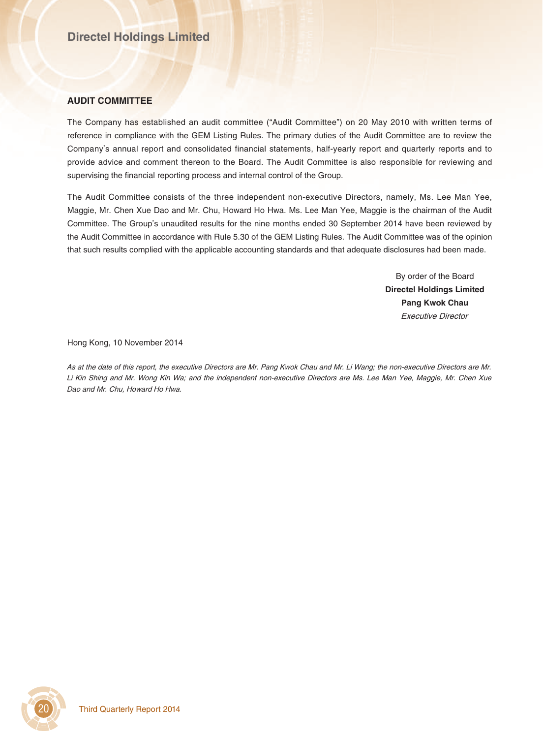## AUDIT COMMITTEE

The Company has established an audit committee ("Audit Committee") on 20 May 2010 with written terms of reference in compliance with the GEM Listing Rules. The primary duties of the Audit Committee are to review the Company's annual report and consolidated financial statements, half-yearly report and quarterly reports and to provide advice and comment thereon to the Board. The Audit Committee is also responsible for reviewing and supervising the financial reporting process and internal control of the Group.

The Audit Committee consists of the three independent non-executive Directors, namely, Ms. Lee Man Yee, Maggie, Mr. Chen Xue Dao and Mr. Chu, Howard Ho Hwa. Ms. Lee Man Yee, Maggie is the chairman of the Audit Committee. The Group's unaudited results for the nine months ended 30 September 2014 have been reviewed by the Audit Committee in accordance with Rule 5.30 of the GEM Listing Rules. The Audit Committee was of the opinion that such results complied with the applicable accounting standards and that adequate disclosures had been made.

By order of the Board
**Directel Holdings Limited**
**Pang Kwok Chau**
*Executive Director*

Hong Kong, 10 November 2014

*As at the date of this report, the executive Directors are Mr. Pang Kwok Chau and Mr. Li Wang; the non-executive Directors are Mr. Li Kin Shing and Mr. Wong Kin Wa; and the independent non-executive Directors are Ms. Lee Man Yee, Maggie, Mr. Chen Xue Dao and Mr. Chu, Howard Ho Hwa.*